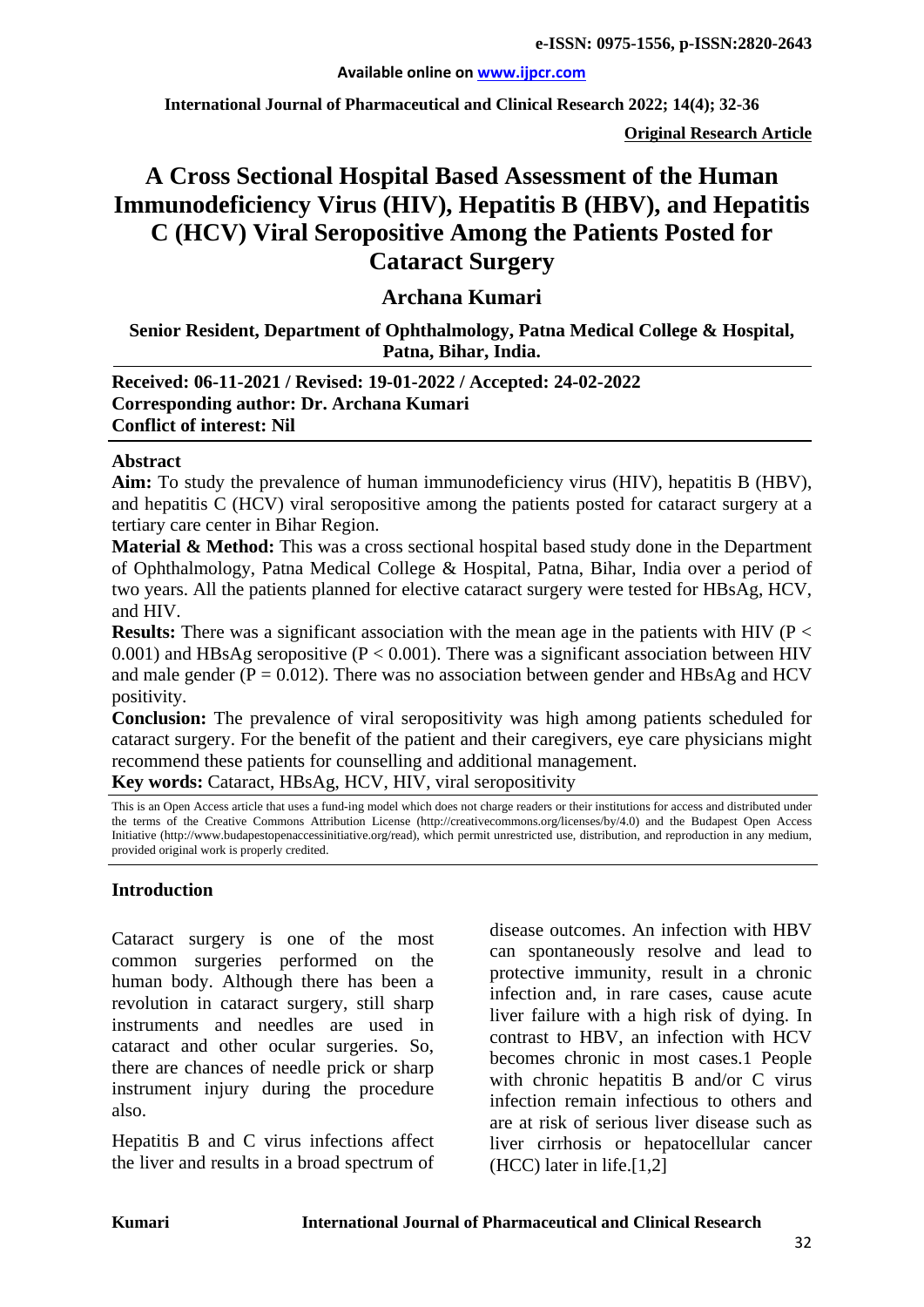**Original Research Article**

# A Cross Sectional Hospital Based Assessment of the Human Immunodeficiency Virus (HIV), Hepatitis B (HBV), and Hepatitis C (HCV) Viral Seropositive Among the Patients Posted for Cataract Surgery

## Archana Kumari

**Senior Resident, Department of Ophthalmology, Patna Medical College & Hospital, Patna, Bihar, India.**

**Received: 06-11-2021 / Revised: 19-01-2022 / Accepted: 24-02-2022**
**Corresponding author: Dr. Archana Kumari**
**Conflict of interest: Nil**

### Abstract

**Aim:** To study the prevalence of human immunodeficiency virus (HIV), hepatitis B (HBV), and hepatitis C (HCV) viral seropositive among the patients posted for cataract surgery at a tertiary care center in Bihar Region.

**Material & Method:** This was a cross sectional hospital based study done in the Department of Ophthalmology, Patna Medical College & Hospital, Patna, Bihar, India over a period of two years. All the patients planned for elective cataract surgery were tested for HBsAg, HCV, and HIV.

**Results:** There was a significant association with the mean age in the patients with HIV ($P < 0.001$) and HBsAg seropositive ($P < 0.001$). There was a significant association between HIV and male gender ($P = 0.012$). There was no association between gender and HBsAg and HCV positivity.

**Conclusion:** The prevalence of viral seropositivity was high among patients scheduled for cataract surgery. For the benefit of the patient and their caregivers, eye care physicians might recommend these patients for counselling and additional management.

**Key words:** Cataract, HBsAg, HCV, HIV, viral seropositivity

This is an Open Access article that uses a fund-ing model which does not charge readers or their institutions for access and distributed under the terms of the Creative Commons Attribution License (http://creativecommons.org/licenses/by/4.0) and the Budapest Open Access Initiative (http://www.budapestopenaccessinitiative.org/read), which permit unrestricted use, distribution, and reproduction in any medium, provided original work is properly credited.

### Introduction

Cataract surgery is one of the most common surgeries performed on the human body. Although there has been a revolution in cataract surgery, still sharp instruments and needles are used in cataract and other ocular surgeries. So, there are chances of needle prick or sharp instrument injury during the procedure also.

Hepatitis B and C virus infections affect the liver and results in a broad spectrum of disease outcomes. An infection with HBV can spontaneously resolve and lead to protective immunity, result in a chronic infection and, in rare cases, cause acute liver failure with a high risk of dying. In contrast to HBV, an infection with HCV becomes chronic in most cases.1 People with chronic hepatitis B and/or C virus infection remain infectious to others and are at risk of serious liver disease such as liver cirrhosis or hepatocellular cancer (HCC) later in life.[1,2]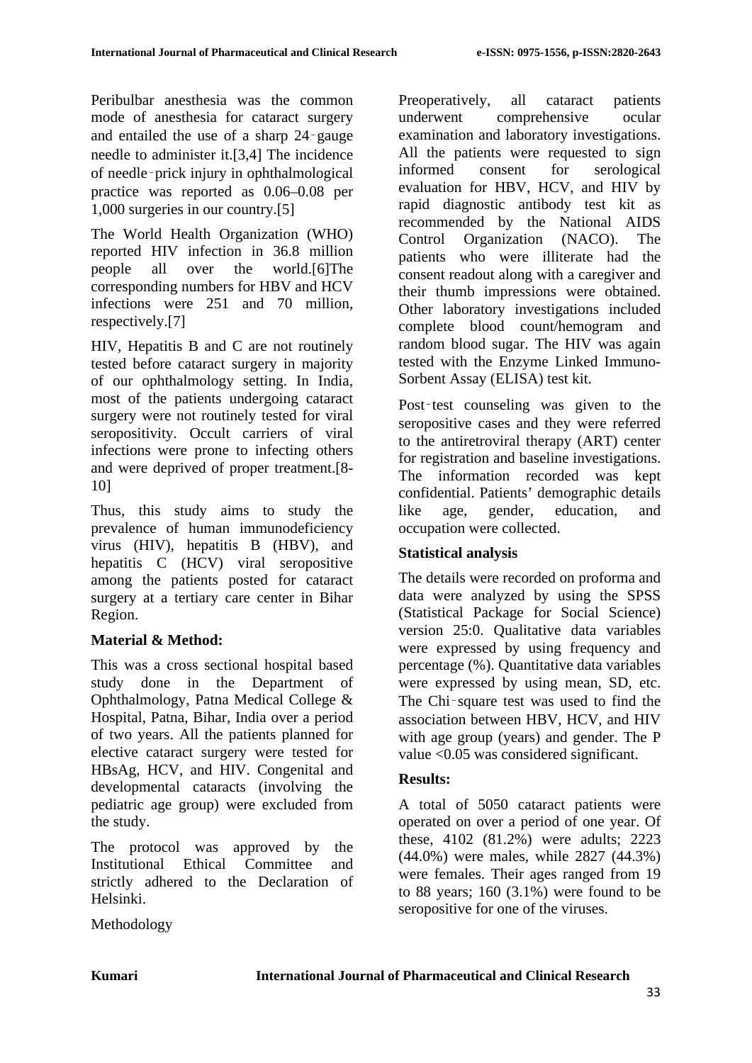Peribulbar anesthesia was the common mode of anesthesia for cataract surgery and entailed the use of a sharp 24‑gauge needle to administer it.[3,4] The incidence of needle‑prick injury in ophthalmological practice was reported as 0.06–0.08 per 1,000 surgeries in our country.[5]

The World Health Organization (WHO) reported HIV infection in 36.8 million people all over the world.[6]The corresponding numbers for HBV and HCV infections were 251 and 70 million, respectively.[7]

HIV, Hepatitis B and C are not routinely tested before cataract surgery in majority of our ophthalmology setting. In India, most of the patients undergoing cataract surgery were not routinely tested for viral seropositivity. Occult carriers of viral infections were prone to infecting others and were deprived of proper treatment.[8-10]

Thus, this study aims to study the prevalence of human immunodeficiency virus (HIV), hepatitis B (HBV), and hepatitis C (HCV) viral seropositive among the patients posted for cataract surgery at a tertiary care center in Bihar Region.

## Material & Method:

This was a cross sectional hospital based study done in the Department of Ophthalmology, Patna Medical College & Hospital, Patna, Bihar, India over a period of two years. All the patients planned for elective cataract surgery were tested for HBsAg, HCV, and HIV. Congenital and developmental cataracts (involving the pediatric age group) were excluded from the study.

The protocol was approved by the Institutional Ethical Committee and strictly adhered to the Declaration of Helsinki.

Methodology

Preoperatively, all cataract patients underwent comprehensive ocular examination and laboratory investigations. All the patients were requested to sign informed consent for serological evaluation for HBV, HCV, and HIV by rapid diagnostic antibody test kit as recommended by the National AIDS Control Organization (NACO). The patients who were illiterate had the consent readout along with a caregiver and their thumb impressions were obtained. Other laboratory investigations included complete blood count/hemogram and random blood sugar. The HIV was again tested with the Enzyme Linked Immuno-Sorbent Assay (ELISA) test kit.

Post‑test counseling was given to the seropositive cases and they were referred to the antiretroviral therapy (ART) center for registration and baseline investigations. The information recorded was kept confidential. Patients' demographic details like age, gender, education, and occupation were collected.

### Statistical analysis

The details were recorded on proforma and data were analyzed by using the SPSS (Statistical Package for Social Science) version 25:0. Qualitative data variables were expressed by using frequency and percentage (%). Quantitative data variables were expressed by using mean, SD, etc. The Chi‑square test was used to find the association between HBV, HCV, and HIV with age group (years) and gender. The P value <0.05 was considered significant.

## Results:

A total of 5050 cataract patients were operated on over a period of one year. Of these, 4102 (81.2%) were adults; 2223 (44.0%) were males, while 2827 (44.3%) were females. Their ages ranged from 19 to 88 years; 160 (3.1%) were found to be seropositive for one of the viruses.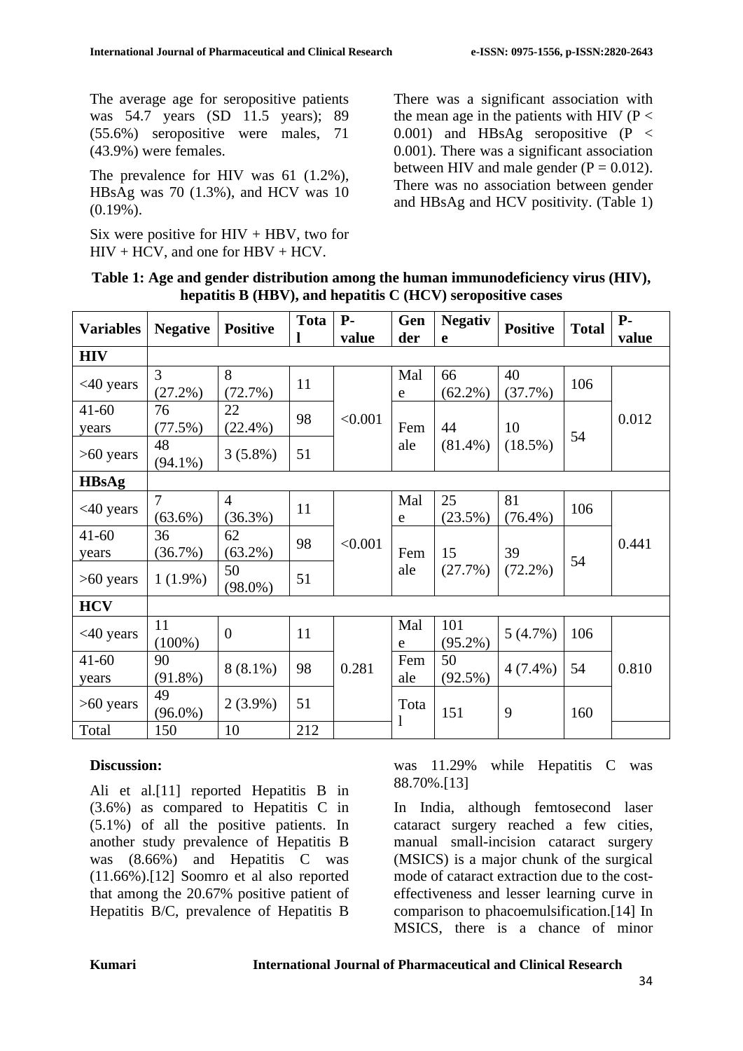The average age for seropositive patients was 54.7 years (SD 11.5 years); 89 (55.6%) seropositive were males, 71 (43.9%) were females.

The prevalence for HIV was 61 (1.2%), HBsAg was 70 (1.3%), and HCV was 10 (0.19%).

Six were positive for HIV + HBV, two for HIV + HCV, and one for HBV + HCV.

There was a significant association with the mean age in the patients with HIV ($P < 0.001$) and HBsAg seropositive ($P < 0.001$). There was a significant association between HIV and male gender ($P = 0.012$). There was no association between gender and HBsAg and HCV positivity. (Table 1)

**Table 1: Age and gender distribution among the human immunodeficiency virus (HIV), hepatitis B (HBV), and hepatitis C (HCV) seropositive cases**

| Variables | Negative | Positive | Total | P-value | Gender | Negative | Positive | Total | P-value |
|---|---|---|---|---|---|---|---|---|---|
| **HIV** | | | | | | | | | |
| <40 years | 3 (27.2%) | 8 (72.7%) | 11 | <0.001 | Male | 66 (62.2%) | 40 (37.7%) | 106 | 0.012 |
| 41-60 years | 76 (77.5%) | 22 (22.4%) | 98 | | Female | 44 (81.4%) | 10 (18.5%) | 54 | |
| >60 years | 48 (94.1%) | 3 (5.8%) | 51 | | | | | | |
| **HBsAg** | | | | | | | | | |
| <40 years | 7 (63.6%) | 4 (36.3%) | 11 | <0.001 | Male | 25 (23.5%) | 81 (76.4%) | 106 | 0.441 |
| 41-60 years | 36 (36.7%) | 62 (63.2%) | 98 | | Female | 15 (27.7%) | 39 (72.2%) | 54 | |
| >60 years | 1 (1.9%) | 50 (98.0%) | 51 | | | | | | |
| **HCV** | | | | | | | | | |
| <40 years | 11 (100%) | 0 | 11 | 0.281 | Male | 101 (95.2%) | 5 (4.7%) | 106 | 0.810 |
| 41-60 years | 90 (91.8%) | 8 (8.1%) | 98 | | Female | 50 (92.5%) | 4 (7.4%) | 54 | |
| >60 years | 49 (96.0%) | 2 (3.9%) | 51 | | Total | 151 | 9 | 160 | |
| Total | 150 | 10 | 212 | | | | | | |

**Discussion:**

Ali et al.[11] reported Hepatitis B in (3.6%) as compared to Hepatitis C in (5.1%) of all the positive patients. In another study prevalence of Hepatitis B was (8.66%) and Hepatitis C was (11.66%).[12] Soomro et al also reported that among the 20.67% positive patient of Hepatitis B/C, prevalence of Hepatitis B was 11.29% while Hepatitis C was 88.70%.[13]

In India, although femtosecond laser cataract surgery reached a few cities, manual small-incision cataract surgery (MSICS) is a major chunk of the surgical mode of cataract extraction due to the cost-effectiveness and lesser learning curve in comparison to phacoemulsification.[14] In MSICS, there is a chance of minor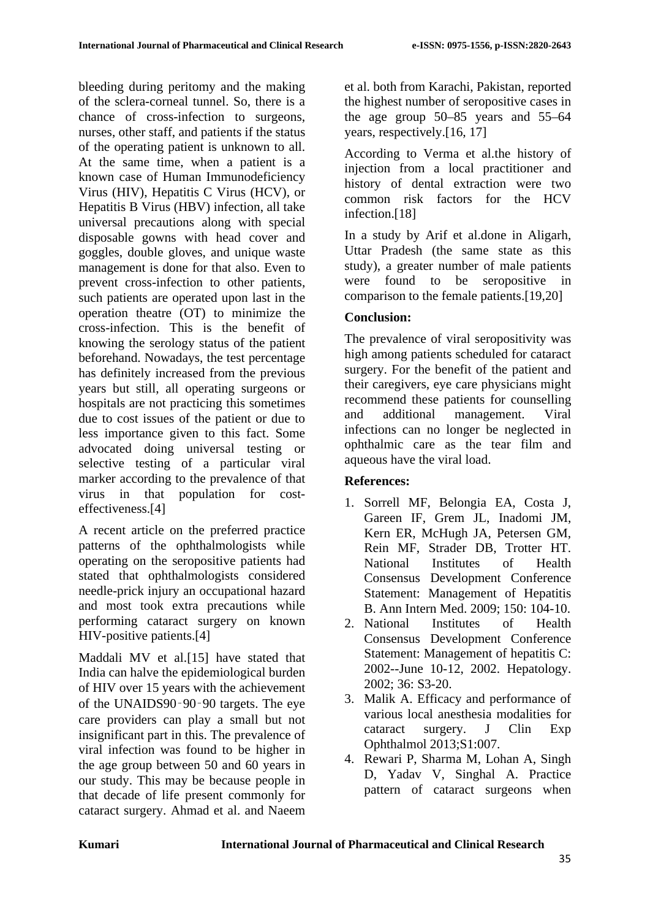bleeding during peritomy and the making of the sclera-corneal tunnel. So, there is a chance of cross-infection to surgeons, nurses, other staff, and patients if the status of the operating patient is unknown to all. At the same time, when a patient is a known case of Human Immunodeficiency Virus (HIV), Hepatitis C Virus (HCV), or Hepatitis B Virus (HBV) infection, all take universal precautions along with special disposable gowns with head cover and goggles, double gloves, and unique waste management is done for that also. Even to prevent cross-infection to other patients, such patients are operated upon last in the operation theatre (OT) to minimize the cross-infection. This is the benefit of knowing the serology status of the patient beforehand. Nowadays, the test percentage has definitely increased from the previous years but still, all operating surgeons or hospitals are not practicing this sometimes due to cost issues of the patient or due to less importance given to this fact. Some advocated doing universal testing or selective testing of a particular viral marker according to the prevalence of that virus in that population for cost-effectiveness.[4]

A recent article on the preferred practice patterns of the ophthalmologists while operating on the seropositive patients had stated that ophthalmologists considered needle-prick injury an occupational hazard and most took extra precautions while performing cataract surgery on known HIV-positive patients.[4]

Maddali MV et al.[15] have stated that India can halve the epidemiological burden of HIV over 15 years with the achievement of the UNAIDS90‑90‑90 targets. The eye care providers can play a small but not insignificant part in this. The prevalence of viral infection was found to be higher in the age group between 50 and 60 years in our study. This may be because people in that decade of life present commonly for cataract surgery. Ahmad et al. and Naeem et al. both from Karachi, Pakistan, reported the highest number of seropositive cases in the age group 50–85 years and 55–64 years, respectively.[16, 17]

According to Verma et al.the history of injection from a local practitioner and history of dental extraction were two common risk factors for the HCV infection.[18]

In a study by Arif et al.done in Aligarh, Uttar Pradesh (the same state as this study), a greater number of male patients were found to be seropositive in comparison to the female patients.[19,20]

## Conclusion:

The prevalence of viral seropositivity was high among patients scheduled for cataract surgery. For the benefit of the patient and their caregivers, eye care physicians might recommend these patients for counselling and additional management. Viral infections can no longer be neglected in ophthalmic care as the tear film and aqueous have the viral load.

## References:

1. Sorrell MF, Belongia EA, Costa J, Gareen IF, Grem JL, Inadomi JM, Kern ER, McHugh JA, Petersen GM, Rein MF, Strader DB, Trotter HT. National Institutes of Health Consensus Development Conference Statement: Management of Hepatitis B. Ann Intern Med. 2009; 150: 104-10.
2. National Institutes of Health Consensus Development Conference Statement: Management of hepatitis C: 2002--June 10-12, 2002. Hepatology. 2002; 36: S3-20.
3. Malik A. Efficacy and performance of various local anesthesia modalities for cataract surgery. J Clin Exp Ophthalmol 2013;S1:007.
4. Rewari P, Sharma M, Lohan A, Singh D, Yadav V, Singhal A. Practice pattern of cataract surgeons when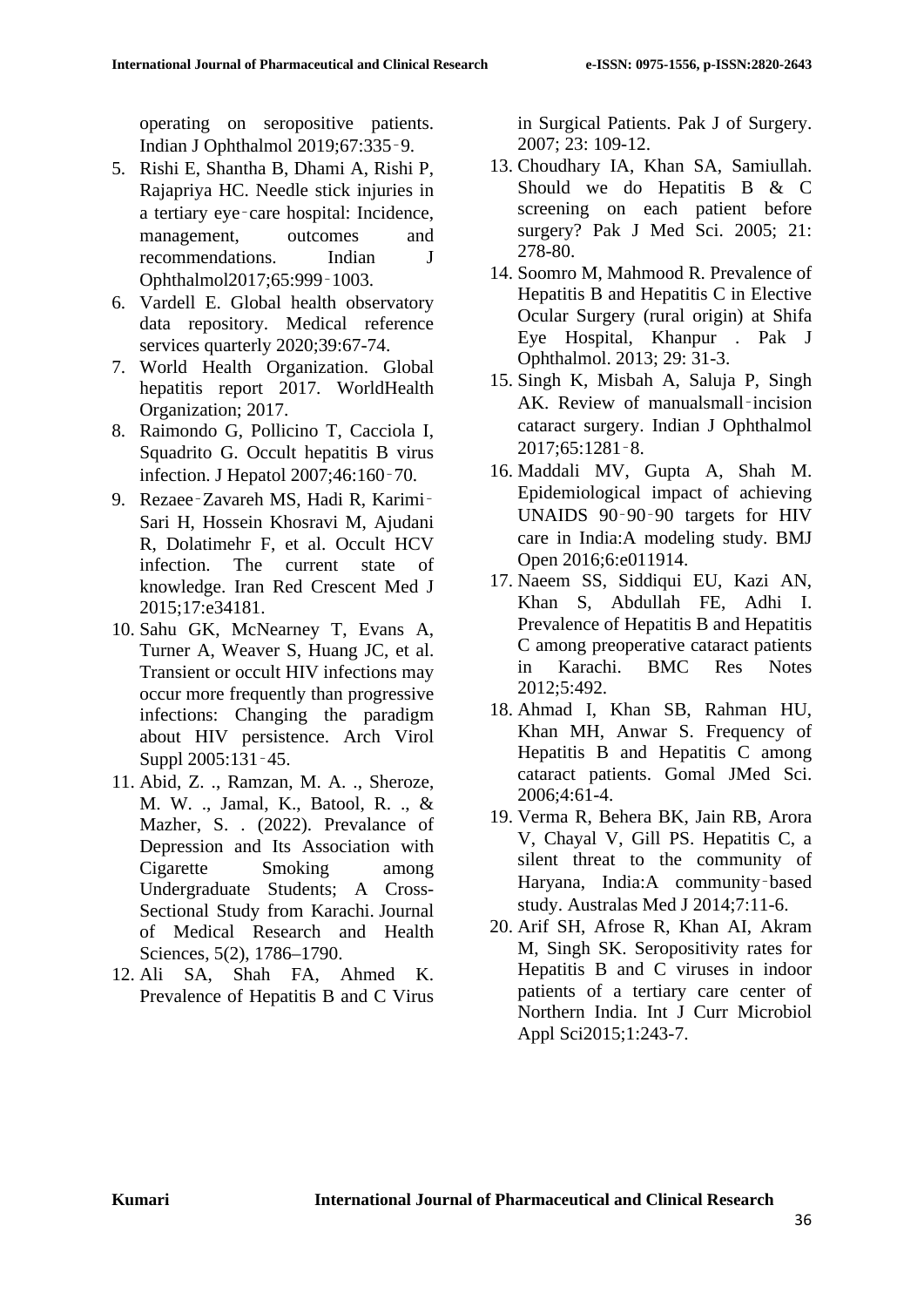operating on seropositive patients. Indian J Ophthalmol 2019;67:335‑9.

5. Rishi E, Shantha B, Dhami A, Rishi P, Rajapriya HC. Needle stick injuries in a tertiary eye‑care hospital: Incidence, management, outcomes and recommendations. Indian J Ophthalmol2017;65:999‑1003.
6. Vardell E. Global health observatory data repository. Medical reference services quarterly 2020;39:67-74.
7. World Health Organization. Global hepatitis report 2017. WorldHealth Organization; 2017.
8. Raimondo G, Pollicino T, Cacciola I, Squadrito G. Occult hepatitis B virus infection. J Hepatol 2007;46:160‑70.
9. Rezaee‑Zavareh MS, Hadi R, Karimi‑Sari H, Hossein Khosravi M, Ajudani R, Dolatimehr F, et al. Occult HCV infection. The current state of knowledge. Iran Red Crescent Med J 2015;17:e34181.
10. Sahu GK, McNearney T, Evans A, Turner A, Weaver S, Huang JC, et al. Transient or occult HIV infections may occur more frequently than progressive infections: Changing the paradigm about HIV persistence. Arch Virol Suppl 2005:131‑45.
11. Abid, Z. ., Ramzan, M. A. ., Sheroze, M. W. ., Jamal, K., Batool, R. ., & Mazher, S. . (2022). Prevalance of Depression and Its Association with Cigarette Smoking among Undergraduate Students; A Cross-Sectional Study from Karachi. Journal of Medical Research and Health Sciences, 5(2), 1786–1790.
12. Ali SA, Shah FA, Ahmed K. Prevalence of Hepatitis B and C Virus in Surgical Patients. Pak J of Surgery. 2007; 23: 109-12.
13. Choudhary IA, Khan SA, Samiullah. Should we do Hepatitis B & C screening on each patient before surgery? Pak J Med Sci. 2005; 21: 278-80.
14. Soomro M, Mahmood R. Prevalence of Hepatitis B and Hepatitis C in Elective Ocular Surgery (rural origin) at Shifa Eye Hospital, Khanpur . Pak J Ophthalmol. 2013; 29: 31-3.
15. Singh K, Misbah A, Saluja P, Singh AK. Review of manualsmall‑incision cataract surgery. Indian J Ophthalmol 2017;65:1281‑8.
16. Maddali MV, Gupta A, Shah M. Epidemiological impact of achieving UNAIDS 90‑90‑90 targets for HIV care in India:A modeling study. BMJ Open 2016;6:e011914.
17. Naeem SS, Siddiqui EU, Kazi AN, Khan S, Abdullah FE, Adhi I. Prevalence of Hepatitis B and Hepatitis C among preoperative cataract patients in Karachi. BMC Res Notes 2012;5:492.
18. Ahmad I, Khan SB, Rahman HU, Khan MH, Anwar S. Frequency of Hepatitis B and Hepatitis C among cataract patients. Gomal JMed Sci. 2006;4:61-4.
19. Verma R, Behera BK, Jain RB, Arora V, Chayal V, Gill PS. Hepatitis C, a silent threat to the community of Haryana, India:A community‑based study. Australas Med J 2014;7:11-6.
20. Arif SH, Afrose R, Khan AI, Akram M, Singh SK. Seropositivity rates for Hepatitis B and C viruses in indoor patients of a tertiary care center of Northern India. Int J Curr Microbiol Appl Sci2015;1:243-7.